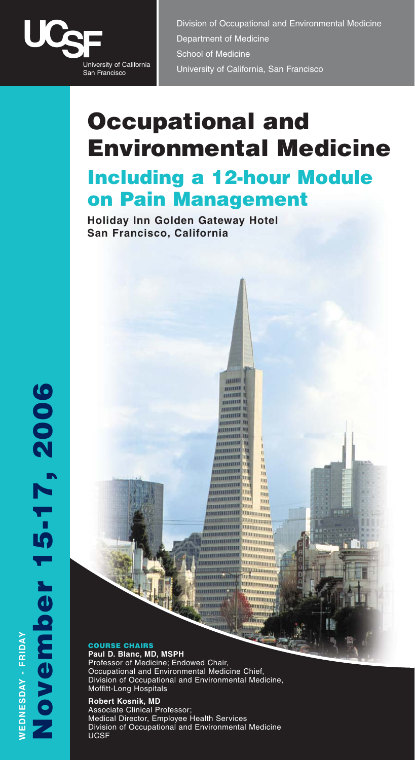UCSF University of California San Francisco

Division of Occupational and Environmental Medicine
Department of Medicine
School of Medicine
University of California, San Francisco

# Occupational and Environmental Medicine

## Including a 12-hour Module on Pain Management

**Holiday Inn Golden Gateway Hotel**
**San Francisco, California**

**WEDNESDAY - FRIDAY**
**November 15-17, 2006**

**COURSE CHAIRS**

**Paul D. Blanc, MD, MSPH**
Professor of Medicine; Endowed Chair,
Occupational and Environmental Medicine Chief,
Division of Occupational and Environmental Medicine,
Moffitt-Long Hospitals

**Robert Kosnik, MD**
Associate Clinical Professor;
Medical Director, Employee Health Services
Division of Occupational and Environmental Medicine
UCSF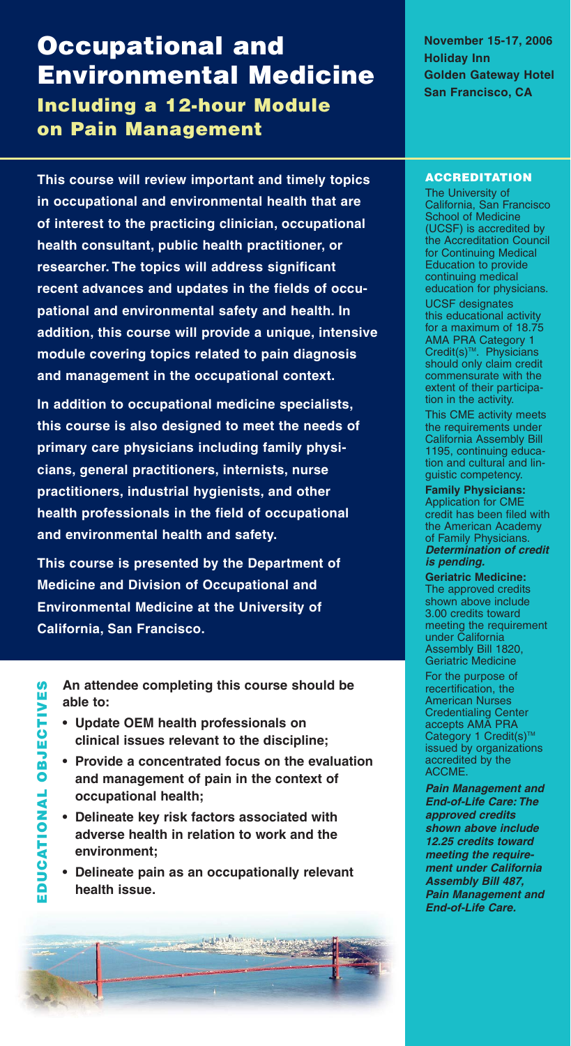# Occupational and Environmental Medicine

## Including a 12-hour Module on Pain Management

**November 15-17, 2006**
**Holiday Inn**
**Golden Gateway Hotel**
**San Francisco, CA**

**This course will review important and timely topics in occupational and environmental health that are of interest to the practicing clinician, occupational health consultant, public health practitioner, or researcher. The topics will address significant recent advances and updates in the fields of occupational and environmental safety and health. In addition, this course will provide a unique, intensive module covering topics related to pain diagnosis and management in the occupational context.**

**In addition to occupational medicine specialists, this course is also designed to meet the needs of primary care physicians including family physicians, general practitioners, internists, nurse practitioners, industrial hygienists, and other health professionals in the field of occupational and environmental health and safety.**

**This course is presented by the Department of Medicine and Division of Occupational and Environmental Medicine at the University of California, San Francisco.**

### EDUCATIONAL OBJECTIVES

**An attendee completing this course should be able to:**

- **Update OEM health professionals on clinical issues relevant to the discipline;**
- **Provide a concentrated focus on the evaluation and management of pain in the context of occupational health;**
- **Delineate key risk factors associated with adverse health in relation to work and the environment;**
- **Delineate pain as an occupationally relevant health issue.**

### ACCREDITATION

The University of California, San Francisco School of Medicine (UCSF) is accredited by the Accreditation Council for Continuing Medical Education to provide continuing medical education for physicians.

UCSF designates this educational activity for a maximum of 18.75 AMA PRA Category 1 Credit(s)™. Physicians should only claim credit commensurate with the extent of their participation in the activity.

This CME activity meets the requirements under California Assembly Bill 1195, continuing education and cultural and linguistic competency.

**Family Physicians:** Application for CME credit has been filed with the American Academy of Family Physicians. ***Determination of credit is pending.***

**Geriatric Medicine:** The approved credits shown above include 3.00 credits toward meeting the requirement under California Assembly Bill 1820, Geriatric Medicine

For the purpose of recertification, the American Nurses Credentialing Center accepts AMA PRA Category 1 Credit(s)™ issued by organizations accredited by the ACCME.

***Pain Management and End-of-Life Care: The approved credits shown above include 12.25 credits toward meeting the requirement under California Assembly Bill 487, Pain Management and End-of-Life Care.***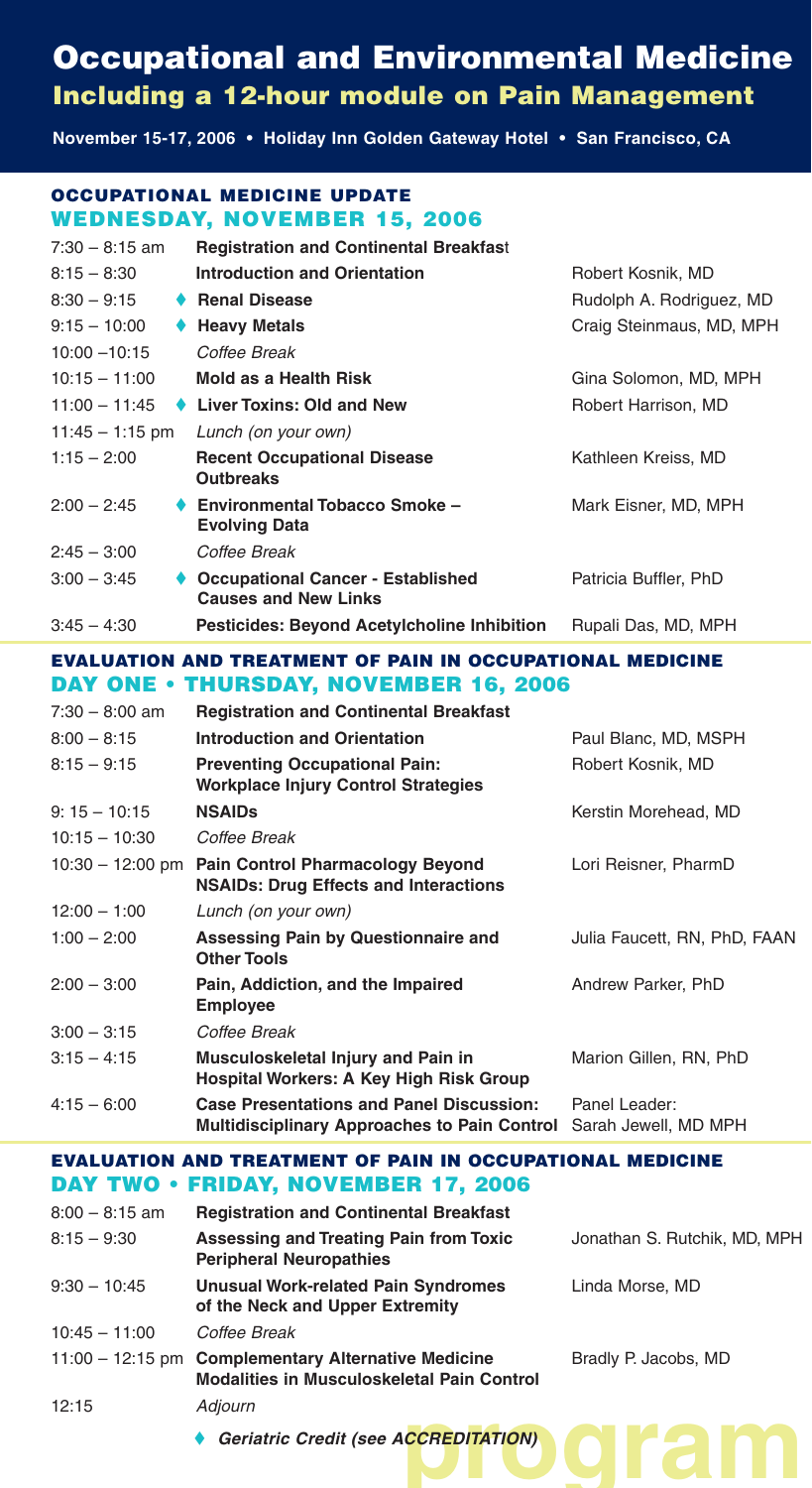# Occupational and Environmental Medicine

## Including a 12-hour module on Pain Management

**November 15-17, 2006 • Holiday Inn Golden Gateway Hotel • San Francisco, CA**

### OCCUPATIONAL MEDICINE UPDATE

### WEDNESDAY, NOVEMBER 15, 2006

| Time | Session | Speaker |
|---|---|---|
| 7:30 – 8:15 am | **Registration and Continental Breakfast** | |
| 8:15 – 8:30 | **Introduction and Orientation** | Robert Kosnik, MD |
| 8:30 – 9:15 | ♦ **Renal Disease** | Rudolph A. Rodriguez, MD |
| 9:15 – 10:00 | ♦ **Heavy Metals** | Craig Steinmaus, MD, MPH |
| 10:00 – 10:15 | *Coffee Break* | |
| 10:15 – 11:00 | **Mold as a Health Risk** | Gina Solomon, MD, MPH |
| 11:00 – 11:45 | ♦ **Liver Toxins: Old and New** | Robert Harrison, MD |
| 11:45 – 1:15 pm | *Lunch (on your own)* | |
| 1:15 – 2:00 | **Recent Occupational Disease Outbreaks** | Kathleen Kreiss, MD |
| 2:00 – 2:45 | ♦ **Environmental Tobacco Smoke – Evolving Data** | Mark Eisner, MD, MPH |
| 2:45 – 3:00 | *Coffee Break* | |
| 3:00 – 3:45 | ♦ **Occupational Cancer - Established Causes and New Links** | Patricia Buffler, PhD |
| 3:45 – 4:30 | **Pesticides: Beyond Acetylcholine Inhibition** | Rupali Das, MD, MPH |

### EVALUATION AND TREATMENT OF PAIN IN OCCUPATIONAL MEDICINE

### DAY ONE • THURSDAY, NOVEMBER 16, 2006

| Time | Session | Speaker |
|---|---|---|
| 7:30 – 8:00 am | **Registration and Continental Breakfast** | |
| 8:00 – 8:15 | **Introduction and Orientation** | Paul Blanc, MD, MSPH |
| 8:15 – 9:15 | **Preventing Occupational Pain: Workplace Injury Control Strategies** | Robert Kosnik, MD |
| 9:15 – 10:15 | **NSAIDs** | Kerstin Morehead, MD |
| 10:15 – 10:30 | *Coffee Break* | |
| 10:30 – 12:00 pm | **Pain Control Pharmacology Beyond NSAIDs: Drug Effects and Interactions** | Lori Reisner, PharmD |
| 12:00 – 1:00 | *Lunch (on your own)* | |
| 1:00 – 2:00 | **Assessing Pain by Questionnaire and Other Tools** | Julia Faucett, RN, PhD, FAAN |
| 2:00 – 3:00 | **Pain, Addiction, and the Impaired Employee** | Andrew Parker, PhD |
| 3:00 – 3:15 | *Coffee Break* | |
| 3:15 – 4:15 | **Musculoskeletal Injury and Pain in Hospital Workers: A Key High Risk Group** | Marion Gillen, RN, PhD |
| 4:15 – 6:00 | **Case Presentations and Panel Discussion: Multidisciplinary Approaches to Pain Control** | Panel Leader: Sarah Jewell, MD MPH |

### EVALUATION AND TREATMENT OF PAIN IN OCCUPATIONAL MEDICINE

### DAY TWO • FRIDAY, NOVEMBER 17, 2006

| Time | Session | Speaker |
|---|---|---|
| 8:00 – 8:15 am | **Registration and Continental Breakfast** | |
| 8:15 – 9:30 | **Assessing and Treating Pain from Toxic Peripheral Neuropathies** | Jonathan S. Rutchik, MD, MPH |
| 9:30 – 10:45 | **Unusual Work-related Pain Syndromes of the Neck and Upper Extremity** | Linda Morse, MD |
| 10:45 – 11:00 | *Coffee Break* | |
| 11:00 – 12:15 pm | **Complementary Alternative Medicine Modalities in Musculoskeletal Pain Control** | Bradly P. Jacobs, MD |
| 12:15 | *Adjourn* | |

♦ ***Geriatric Credit (see ACCREDITATION)***

program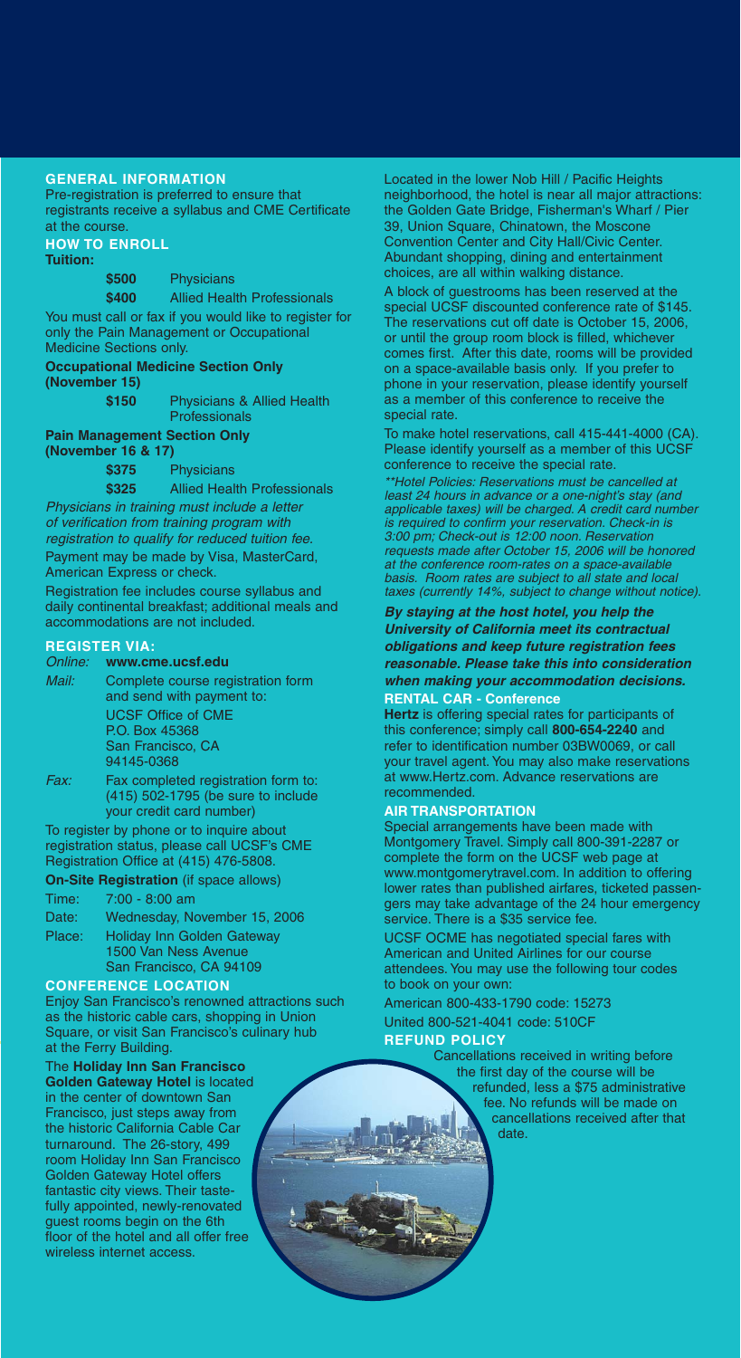## GENERAL INFORMATION

Pre-registration is preferred to ensure that registrants receive a syllabus and CME Certificate at the course.

### HOW TO ENROLL

**Tuition:**

| | |
|---|---|
| **$500** | Physicians |
| **$400** | Allied Health Professionals |

You must call or fax if you would like to register for only the Pain Management or Occupational Medicine Sections only.

**Occupational Medicine Section Only (November 15)**

| | |
|---|---|
| **$150** | Physicians & Allied Health Professionals |

**Pain Management Section Only (November 16 & 17)**

| | |
|---|---|
| **$375** | Physicians |
| **$325** | Allied Health Professionals |

*Physicians in training must include a letter of verification from training program with registration to qualify for reduced tuition fee.*

Payment may be made by Visa, MasterCard, American Express or check.

Registration fee includes course syllabus and daily continental breakfast; additional meals and accommodations are not included.

### REGISTER VIA:

*Online:* **www.cme.ucsf.edu**

*Mail:* Complete course registration form and send with payment to:
UCSF Office of CME
P.O. Box 45368
San Francisco, CA
94145-0368

*Fax:* Fax completed registration form to: (415) 502-1795 (be sure to include your credit card number)

To register by phone or to inquire about registration status, please call UCSF's CME Registration Office at (415) 476-5808.

**On-Site Registration** (if space allows)

Time: 7:00 - 8:00 am
Date: Wednesday, November 15, 2006
Place: Holiday Inn Golden Gateway
1500 Van Ness Avenue
San Francisco, CA 94109

### CONFERENCE LOCATION

Enjoy San Francisco's renowned attractions such as the historic cable cars, shopping in Union Square, or visit San Francisco's culinary hub at the Ferry Building.

The **Holiday Inn San Francisco Golden Gateway Hotel** is located in the center of downtown San Francisco, just steps away from the historic California Cable Car turnaround. The 26-story, 499 room Holiday Inn San Francisco Golden Gateway Hotel offers fantastic city views. Their tastefully appointed, newly-renovated guest rooms begin on the 6th floor of the hotel and all offer free wireless internet access.

Located in the lower Nob Hill / Pacific Heights neighborhood, the hotel is near all major attractions: the Golden Gate Bridge, Fisherman's Wharf / Pier 39, Union Square, Chinatown, the Moscone Convention Center and City Hall/Civic Center. Abundant shopping, dining and entertainment choices, are all within walking distance.

A block of guestrooms has been reserved at the special UCSF discounted conference rate of $145. The reservations cut off date is October 15, 2006, or until the group room block is filled, whichever comes first. After this date, rooms will be provided on a space-available basis only. If you prefer to phone in your reservation, please identify yourself as a member of this conference to receive the special rate.

To make hotel reservations, call 415-441-4000 (CA). Please identify yourself as a member of this UCSF conference to receive the special rate.

*\*\*Hotel Policies: Reservations must be cancelled at least 24 hours in advance or a one-night's stay (and applicable taxes) will be charged. A credit card number is required to confirm your reservation. Check-in is 3:00 pm; Check-out is 12:00 noon. Reservation requests made after October 15, 2006 will be honored at the conference room-rates on a space-available basis. Room rates are subject to all state and local taxes (currently 14%, subject to change without notice).*

***By staying at the host hotel, you help the University of California meet its contractual obligations and keep future registration fees reasonable. Please take this into consideration when making your accommodation decisions.***

### RENTAL CAR - Conference

**Hertz** is offering special rates for participants of this conference; simply call **800-654-2240** and refer to identification number 03BW0069, or call your travel agent. You may also make reservations at www.Hertz.com. Advance reservations are recommended.

### AIR TRANSPORTATION

Special arrangements have been made with Montgomery Travel. Simply call 800-391-2287 or complete the form on the UCSF web page at www.montgomerytravel.com. In addition to offering lower rates than published airfares, ticketed passengers may take advantage of the 24 hour emergency service. There is a $35 service fee.

UCSF OCME has negotiated special fares with American and United Airlines for our course attendees. You may use the following tour codes to book on your own:

American 800-433-1790 code: 15273
United 800-521-4041 code: 510CF

### REFUND POLICY

Cancellations received in writing before the first day of the course will be refunded, less a $75 administrative fee. No refunds will be made on cancellations received after that date.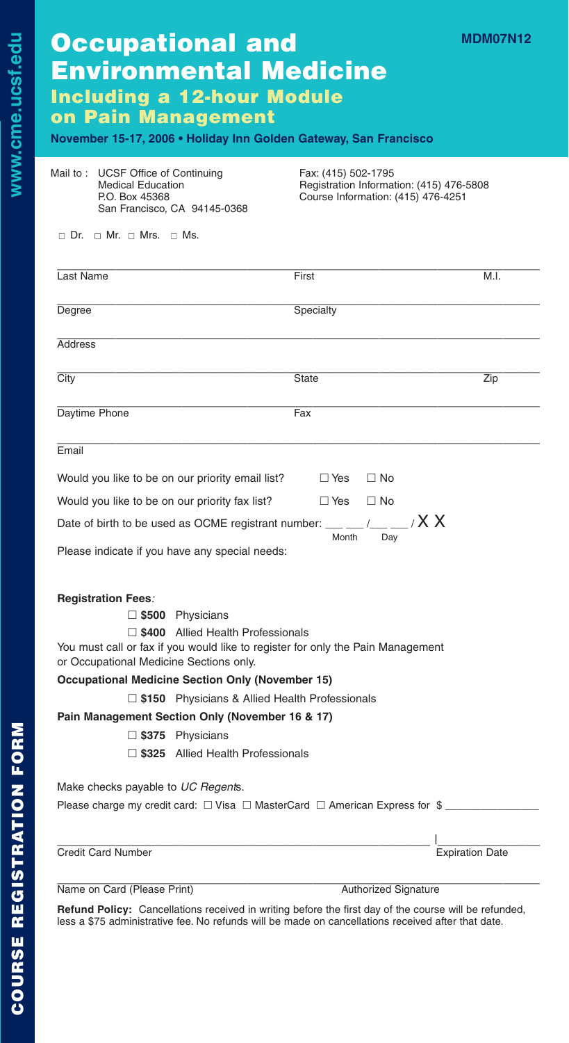# Occupational and Environmental Medicine

## Including a 12-hour Module on Pain Management

MDM07N12

**November 15-17, 2006 • Holiday Inn Golden Gateway, San Francisco**

Mail to : UCSF Office of Continuing Medical Education
P.O. Box 45368
San Francisco, CA 94145-0368

Fax: (415) 502-1795
Registration Information: (415) 476-5808
Course Information: (415) 476-4251

□ Dr. □ Mr. □ Mrs. □ Ms.

Last Name ____________________ First ____________________ M.I. ______

Degree ____________________ Specialty ____________________

Address ____________________________________________

City ____________________ State ____________________ Zip ______

Daytime Phone ____________________ Fax ____________________

Email ____________________________________________

Would you like to be on our priority email list? □ Yes □ No

Would you like to be on our priority fax list? □ Yes □ No

Date of birth to be used as OCME registrant number: ___ ___ / ___ ___ / X X (Month / Day)

Please indicate if you have any special needs:

**Registration Fees**:

- □ **$500** Physicians
- □ **$400** Allied Health Professionals

You must call or fax if you would like to register for only the Pain Management or Occupational Medicine Sections only.

**Occupational Medicine Section Only (November 15)**

- □ **$150** Physicians & Allied Health Professionals

**Pain Management Section Only (November 16 & 17)**

- □ **$375** Physicians
- □ **$325** Allied Health Professionals

Make checks payable to *UC Regents*.

Please charge my credit card: □ Visa □ MasterCard □ American Express for $ ______________

Credit Card Number ____________________ | Expiration Date ______________

Name on Card (Please Print) ____________________ Authorized Signature ____________________

**Refund Policy:** Cancellations received in writing before the first day of the course will be refunded, less a $75 administrative fee. No refunds will be made on cancellations received after that date.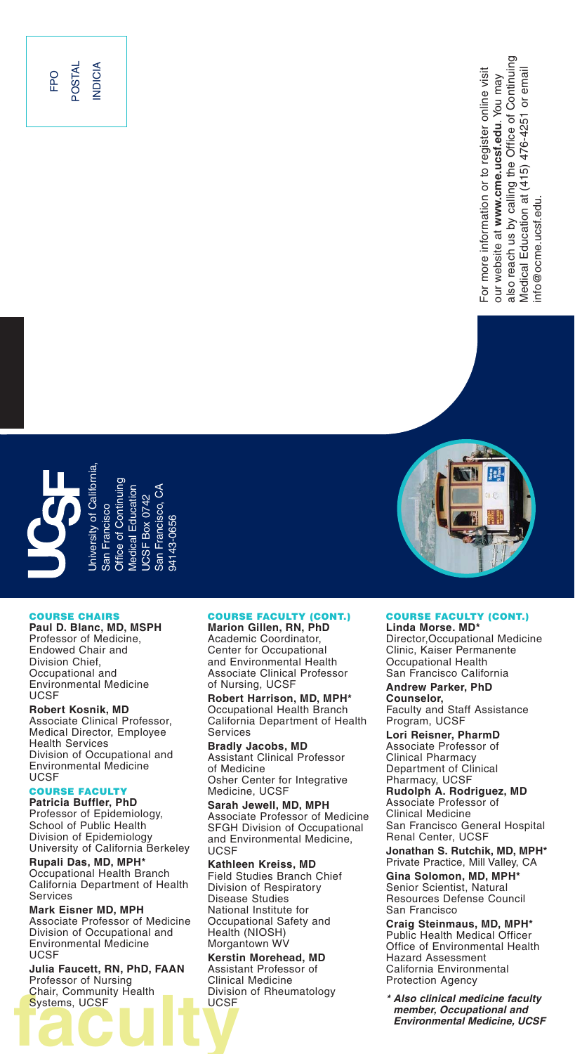FPO
POSTAL
INDICIA

For more information or to register online visit our website at **www.cme.ucsf.edu**. You may also reach us by calling the Office of Continuing Medical Education at (415) 476-4251 or email info@ocme.ucsf.edu.

UCSF

University of California, San Francisco
Office of Continuing Medical Education
UCSF Box 0742
San Francisco, CA
94143-0656

## COURSE CHAIRS

**Paul D. Blanc, MD, MSPH**
Professor of Medicine, Endowed Chair and Division Chief, Occupational and Environmental Medicine UCSF

**Robert Kosnik, MD**
Associate Clinical Professor, Medical Director, Employee Health Services
Division of Occupational and Environmental Medicine UCSF

## COURSE FACULTY

**Patricia Buffler, PhD**
Professor of Epidemiology, School of Public Health
Division of Epidemiology
University of California Berkeley

**Rupali Das, MD, MPH***
Occupational Health Branch
California Department of Health Services

**Mark Eisner MD, MPH**
Associate Professor of Medicine
Division of Occupational and Environmental Medicine
UCSF

**Julia Faucett, RN, PhD, FAAN**
Professor of Nursing
Chair, Community Health Systems, UCSF

## COURSE FACULTY (CONT.)

**Marion Gillen, RN, PhD**
Academic Coordinator, Center for Occupational and Environmental Health
Associate Clinical Professor of Nursing, UCSF

**Robert Harrison, MD, MPH***
Occupational Health Branch
California Department of Health Services

**Bradly Jacobs, MD**
Assistant Clinical Professor of Medicine
Osher Center for Integrative Medicine, UCSF

**Sarah Jewell, MD, MPH**
Associate Professor of Medicine
SFGH Division of Occupational and Environmental Medicine, UCSF

**Kathleen Kreiss, MD**
Field Studies Branch Chief
Division of Respiratory Disease Studies
National Institute for Occupational Safety and Health (NIOSH)
Morgantown WV

**Kerstin Morehead, MD**
Assistant Professor of Clinical Medicine
Division of Rheumatology
UCSF

## COURSE FACULTY (CONT.)

**Linda Morse. MD***
Director,Occupational Medicine Clinic, Kaiser Permanente Occupational Health
San Francisco California

**Andrew Parker, PhD**
**Counselor,**
Faculty and Staff Assistance Program, UCSF

**Lori Reisner, PharmD**
Associate Professor of Clinical Pharmacy
Department of Clinical Pharmacy, UCSF

**Rudolph A. Rodriguez, MD**
Associate Professor of Clinical Medicine
San Francisco General Hospital Renal Center, UCSF

**Jonathan S. Rutchik, MD, MPH***
Private Practice, Mill Valley, CA

**Gina Solomon, MD, MPH***
Senior Scientist, Natural Resources Defense Council
San Francisco

**Craig Steinmaus, MD, MPH***
Public Health Medical Officer
Office of Environmental Health Hazard Assessment
California Environmental Protection Agency

*** Also clinical medicine faculty member, Occupational and Environmental Medicine, UCSF***

faculty